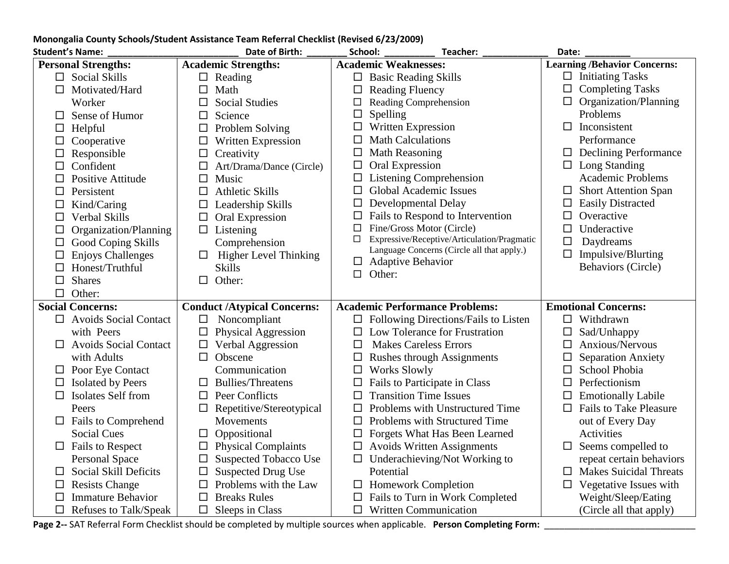**Monongalia County Schools/Student Assistance Team Referral Checklist (Revised 6/23/2009)**

**Student's Name:** \_\_\_\_\_\_\_\_\_\_\_\_\_\_\_\_\_\_\_\_\_\_\_\_\_\_ **Date of Birth:** \_\_\_\_\_\_\_\_ **School:** \_\_\_\_\_\_\_\_\_\_ **Teacher:** \_\_\_\_\_\_\_\_\_\_\_\_\_ **Date:** \_\_\_\_\_\_\_\_\_

| **Personal Strengths:** | **Academic Strengths:** | **Academic Weaknesses:** | **Learning /Behavior Concerns:** |
|---|---|---|---|
| ☐ Social Skills<br>☐ Motivated/Hard Worker<br>☐ Sense of Humor<br>☐ Helpful<br>☐ Cooperative<br>☐ Responsible<br>☐ Confident<br>☐ Positive Attitude<br>☐ Persistent<br>☐ Kind/Caring<br>☐ Verbal Skills<br>☐ Organization/Planning<br>☐ Good Coping Skills<br>☐ Enjoys Challenges<br>☐ Honest/Truthful<br>☐ Shares<br>☐ Other: | ☐ Reading<br>☐ Math<br>☐ Social Studies<br>☐ Science<br>☐ Problem Solving<br>☐ Written Expression<br>☐ Creativity<br>☐ Art/Drama/Dance (Circle)<br>☐ Music<br>☐ Athletic Skills<br>☐ Leadership Skills<br>☐ Oral Expression<br>☐ Listening Comprehension<br>☐ Higher Level Thinking Skills<br>☐ Other: | ☐ Basic Reading Skills<br>☐ Reading Fluency<br>☐ Reading Comprehension<br>☐ Spelling<br>☐ Written Expression<br>☐ Math Calculations<br>☐ Math Reasoning<br>☐ Oral Expression<br>☐ Listening Comprehension<br>☐ Global Academic Issues<br>☐ Developmental Delay<br>☐ Fails to Respond to Intervention<br>☐ Fine/Gross Motor (Circle)<br>☐ Expressive/Receptive/Articulation/Pragmatic Language Concerns (Circle all that apply.)<br>☐ Adaptive Behavior<br>☐ Other: | ☐ Initiating Tasks<br>☐ Completing Tasks<br>☐ Organization/Planning Problems<br>☐ Inconsistent Performance<br>☐ Declining Performance<br>☐ Long Standing Academic Problems<br>☐ Short Attention Span<br>☐ Easily Distracted<br>☐ Overactive<br>☐ Underactive<br>☐ Daydreams<br>☐ Impulsive/Blurting Behaviors (Circle) |
| **Social Concerns:** | **Conduct /Atypical Concerns:** | **Academic Performance Problems:** | **Emotional Concerns:** |
| ☐ Avoids Social Contact with Peers<br>☐ Avoids Social Contact with Adults<br>☐ Poor Eye Contact<br>☐ Isolated by Peers<br>☐ Isolates Self from Peers<br>☐ Fails to Comprehend Social Cues<br>☐ Fails to Respect Personal Space<br>☐ Social Skill Deficits<br>☐ Resists Change<br>☐ Immature Behavior<br>☐ Refuses to Talk/Speak | ☐ Noncompliant<br>☐ Physical Aggression<br>☐ Verbal Aggression<br>☐ Obscene Communication<br>☐ Bullies/Threatens<br>☐ Peer Conflicts<br>☐ Repetitive/Stereotypical Movements<br>☐ Oppositional<br>☐ Physical Complaints<br>☐ Suspected Tobacco Use<br>☐ Suspected Drug Use<br>☐ Problems with the Law<br>☐ Breaks Rules<br>☐ Sleeps in Class | ☐ Following Directions/Fails to Listen<br>☐ Low Tolerance for Frustration<br>☐ Makes Careless Errors<br>☐ Rushes through Assignments<br>☐ Works Slowly<br>☐ Fails to Participate in Class<br>☐ Transition Time Issues<br>☐ Problems with Unstructured Time<br>☐ Problems with Structured Time<br>☐ Forgets What Has Been Learned<br>☐ Avoids Written Assignments<br>☐ Underachieving/Not Working to Potential<br>☐ Homework Completion<br>☐ Fails to Turn in Work Completed<br>☐ Written Communication | ☐ Withdrawn<br>☐ Sad/Unhappy<br>☐ Anxious/Nervous<br>☐ Separation Anxiety<br>☐ School Phobia<br>☐ Perfectionism<br>☐ Emotionally Labile<br>☐ Fails to Take Pleasure out of Every Day Activities<br>☐ Seems compelled to repeat certain behaviors<br>☐ Makes Suicidal Threats<br>☐ Vegetative Issues with Weight/Sleep/Eating (Circle all that apply) |

**Page 2--** SAT Referral Form Checklist should be completed by multiple sources when applicable. **Person Completing Form:** \_\_\_\_\_\_\_\_\_\_\_\_\_\_\_\_\_\_\_\_\_\_\_\_\_\_\_\_\_\_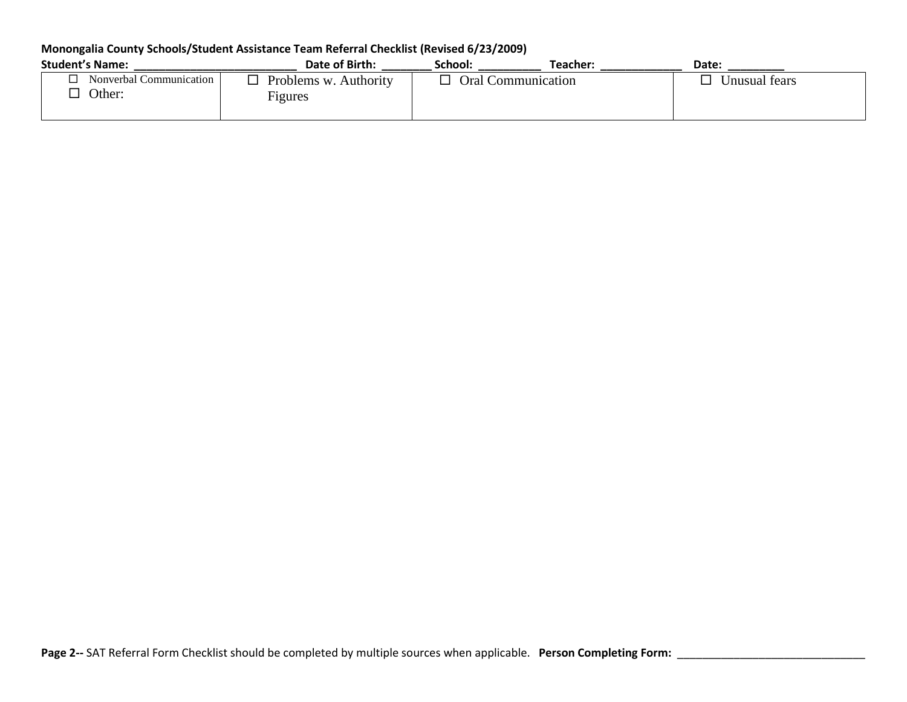**Monongalia County Schools/Student Assistance Team Referral Checklist (Revised 6/23/2009)**

**Student's Name:** ___________________________ **Date of Birth:** ________ **School:** __________ **Teacher:** _____________ **Date:** _________

| | | | |
|---|---|---|---|
| ☐ Nonverbal Communication<br>☐ Other: | ☐ Problems w. Authority Figures | ☐ Oral Communication | ☐ Unusual fears |

**Page 2--** SAT Referral Form Checklist should be completed by multiple sources when applicable. **Person Completing Form:** _______________________________